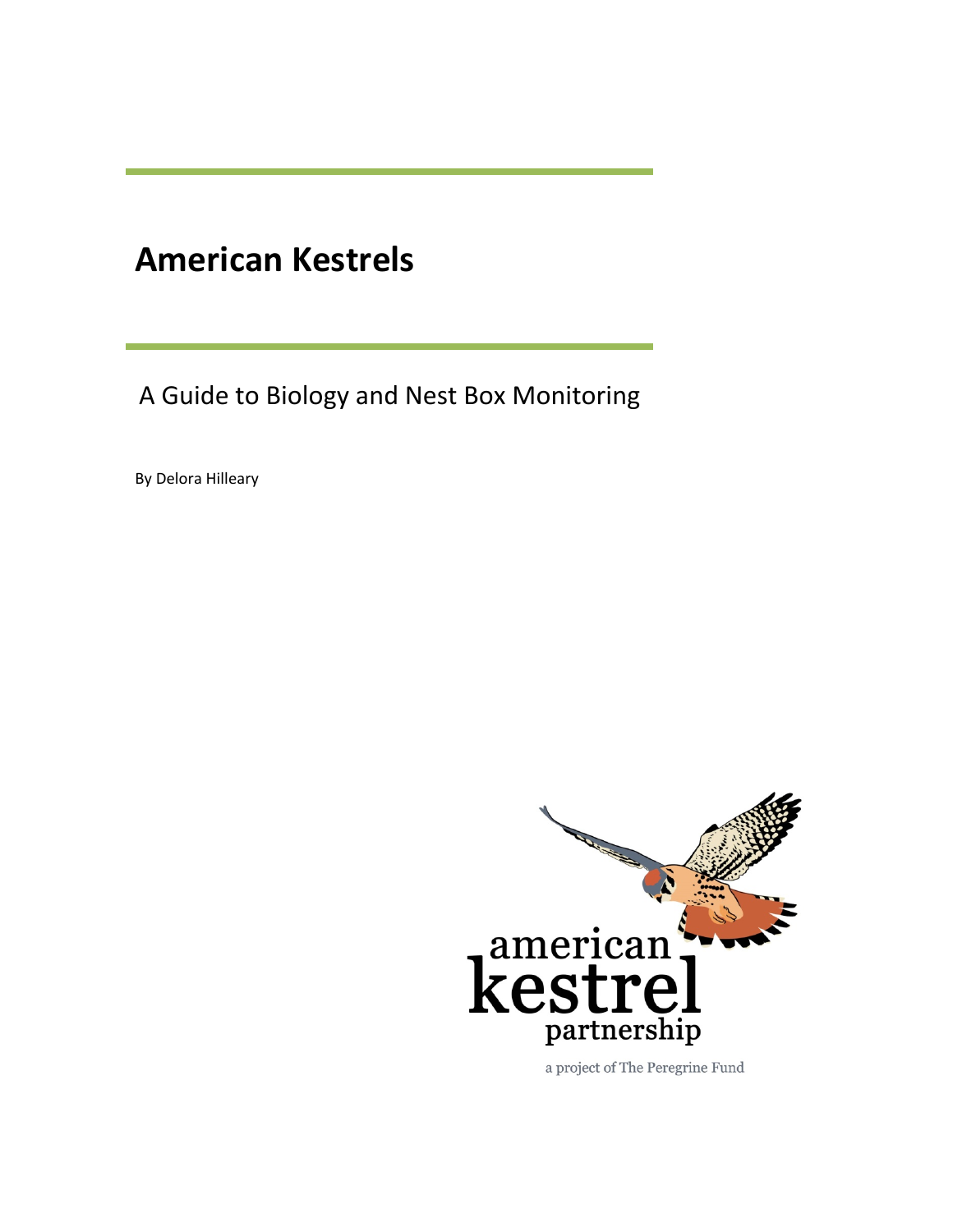# American Kestrels

## A Guide to Biology and Nest Box Monitoring

By Delora Hilleary

american kestrel partnership

a project of The Peregrine Fund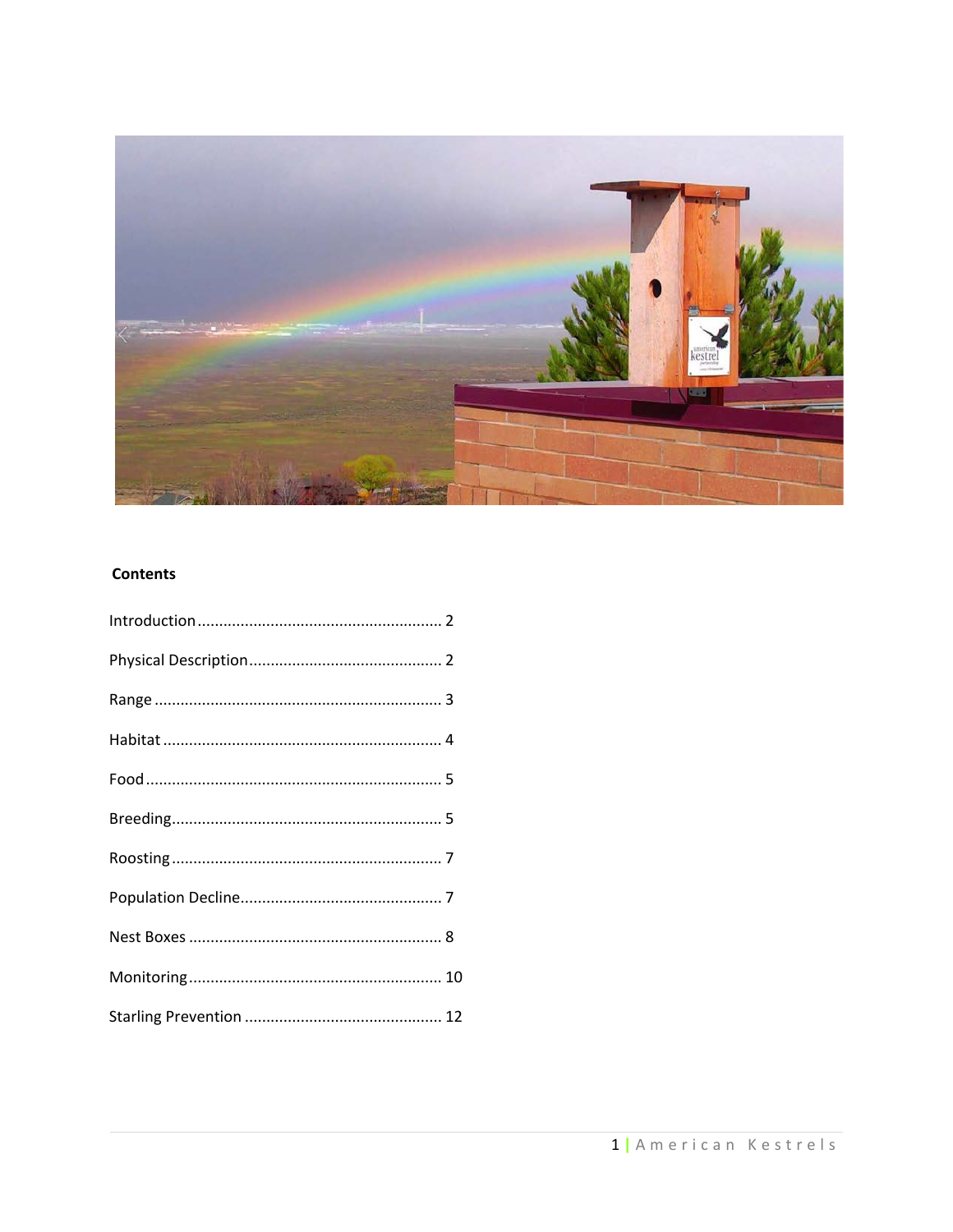**Contents**

Introduction ........................................................ 2

Physical Description ............................................ 2

Range .................................................................. 3

Habitat ................................................................ 4

Food .................................................................... 5

Breeding.............................................................. 5

Roosting .............................................................. 7

Population Decline.............................................. 7

Nest Boxes .......................................................... 8

Monitoring.......................................................... 10

Starling Prevention ............................................. 12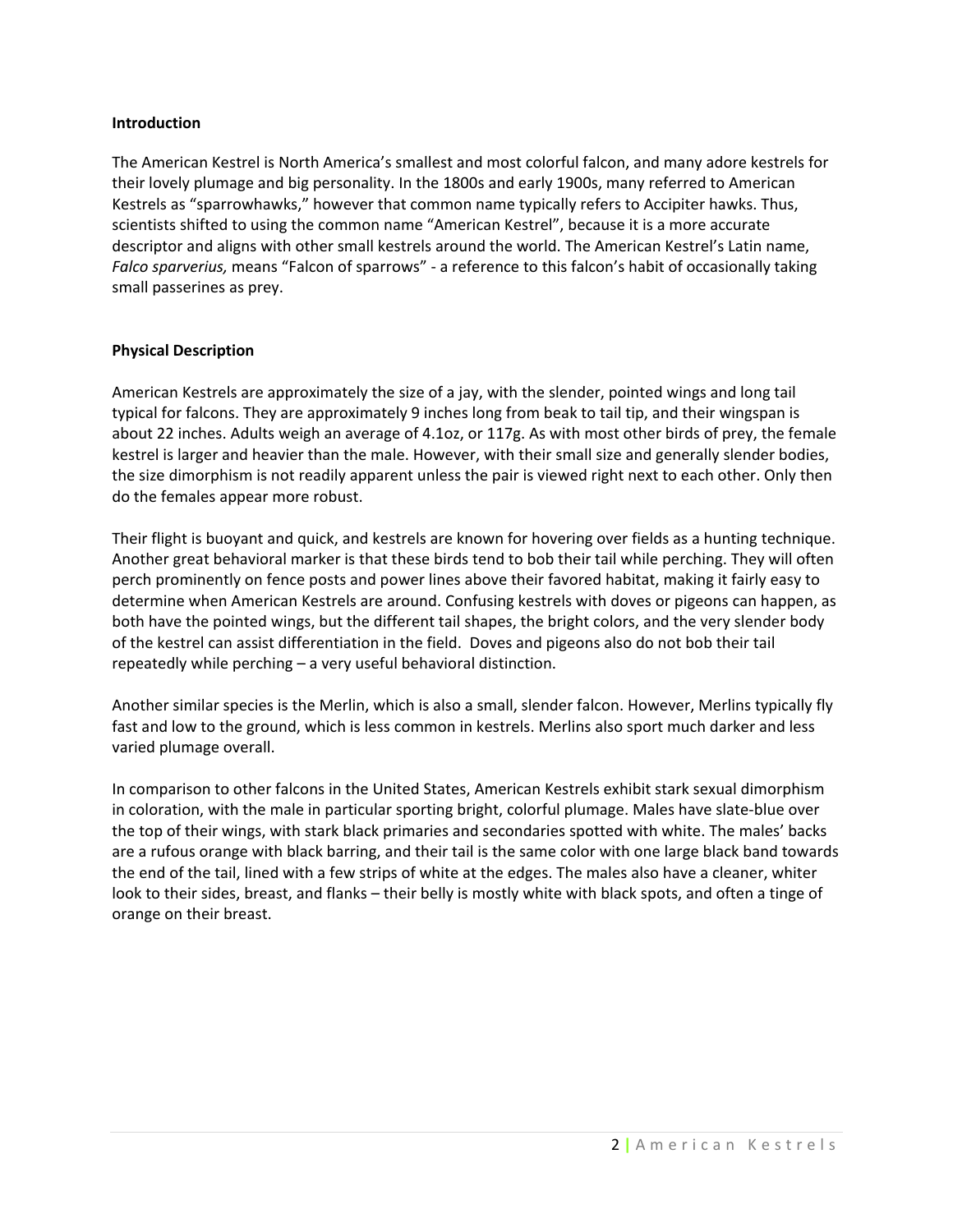**Introduction**

The American Kestrel is North America's smallest and most colorful falcon, and many adore kestrels for their lovely plumage and big personality. In the 1800s and early 1900s, many referred to American Kestrels as "sparrowhawks," however that common name typically refers to Accipiter hawks. Thus, scientists shifted to using the common name "American Kestrel", because it is a more accurate descriptor and aligns with other small kestrels around the world. The American Kestrel's Latin name, *Falco sparverius,* means "Falcon of sparrows" - a reference to this falcon's habit of occasionally taking small passerines as prey.

**Physical Description**

American Kestrels are approximately the size of a jay, with the slender, pointed wings and long tail typical for falcons. They are approximately 9 inches long from beak to tail tip, and their wingspan is about 22 inches. Adults weigh an average of 4.1oz, or 117g. As with most other birds of prey, the female kestrel is larger and heavier than the male. However, with their small size and generally slender bodies, the size dimorphism is not readily apparent unless the pair is viewed right next to each other. Only then do the females appear more robust.

Their flight is buoyant and quick, and kestrels are known for hovering over fields as a hunting technique. Another great behavioral marker is that these birds tend to bob their tail while perching. They will often perch prominently on fence posts and power lines above their favored habitat, making it fairly easy to determine when American Kestrels are around. Confusing kestrels with doves or pigeons can happen, as both have the pointed wings, but the different tail shapes, the bright colors, and the very slender body of the kestrel can assist differentiation in the field. Doves and pigeons also do not bob their tail repeatedly while perching – a very useful behavioral distinction.

Another similar species is the Merlin, which is also a small, slender falcon. However, Merlins typically fly fast and low to the ground, which is less common in kestrels. Merlins also sport much darker and less varied plumage overall.

In comparison to other falcons in the United States, American Kestrels exhibit stark sexual dimorphism in coloration, with the male in particular sporting bright, colorful plumage. Males have slate-blue over the top of their wings, with stark black primaries and secondaries spotted with white. The males' backs are a rufous orange with black barring, and their tail is the same color with one large black band towards the end of the tail, lined with a few strips of white at the edges. The males also have a cleaner, whiter look to their sides, breast, and flanks – their belly is mostly white with black spots, and often a tinge of orange on their breast.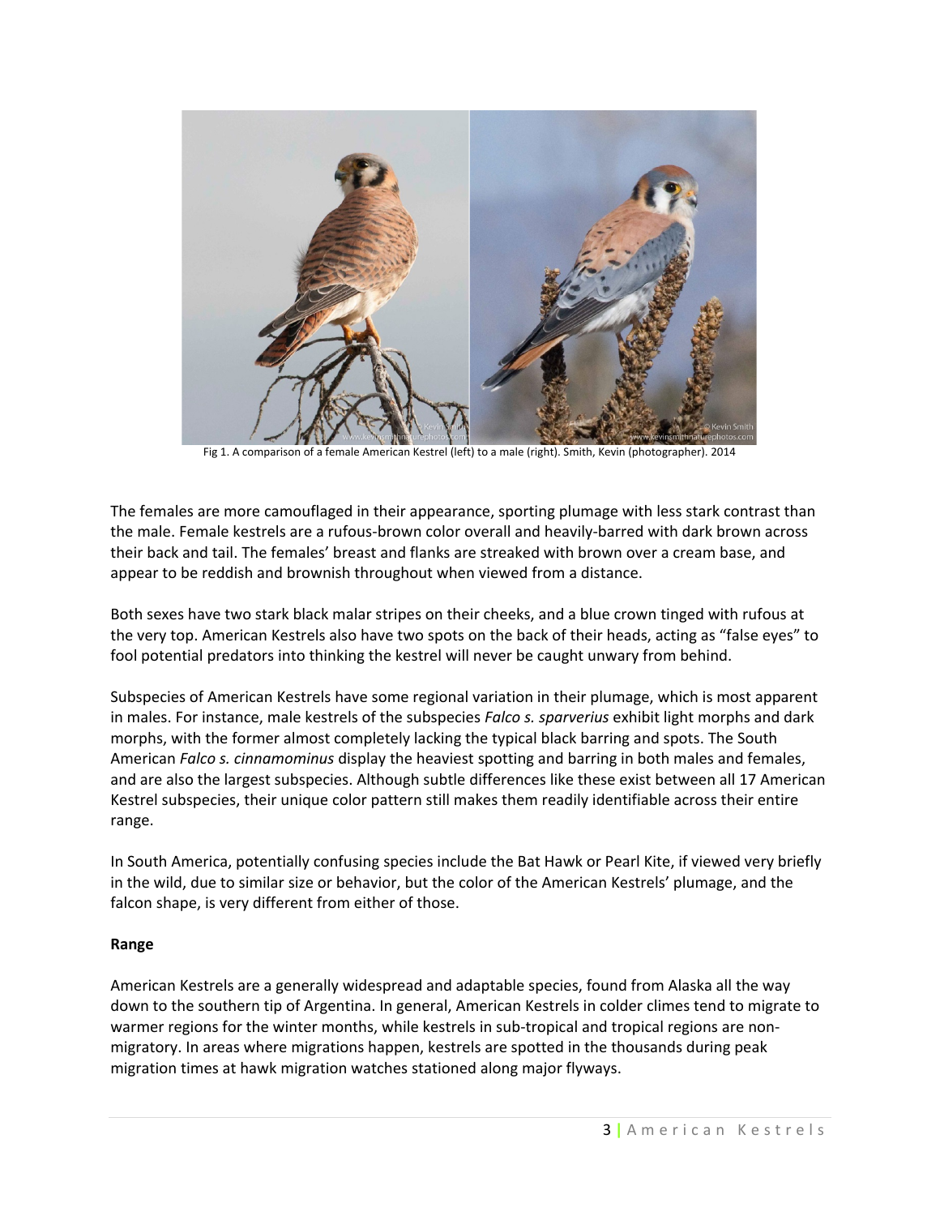Fig 1. A comparison of a female American Kestrel (left) to a male (right). Smith, Kevin (photographer). 2014

The females are more camouflaged in their appearance, sporting plumage with less stark contrast than the male. Female kestrels are a rufous-brown color overall and heavily-barred with dark brown across their back and tail. The females' breast and flanks are streaked with brown over a cream base, and appear to be reddish and brownish throughout when viewed from a distance.

Both sexes have two stark black malar stripes on their cheeks, and a blue crown tinged with rufous at the very top. American Kestrels also have two spots on the back of their heads, acting as "false eyes" to fool potential predators into thinking the kestrel will never be caught unwary from behind.

Subspecies of American Kestrels have some regional variation in their plumage, which is most apparent in males. For instance, male kestrels of the subspecies *Falco s. sparverius* exhibit light morphs and dark morphs, with the former almost completely lacking the typical black barring and spots. The South American *Falco s. cinnamominus* display the heaviest spotting and barring in both males and females, and are also the largest subspecies. Although subtle differences like these exist between all 17 American Kestrel subspecies, their unique color pattern still makes them readily identifiable across their entire range.

In South America, potentially confusing species include the Bat Hawk or Pearl Kite, if viewed very briefly in the wild, due to similar size or behavior, but the color of the American Kestrels' plumage, and the falcon shape, is very different from either of those.

**Range**

American Kestrels are a generally widespread and adaptable species, found from Alaska all the way down to the southern tip of Argentina. In general, American Kestrels in colder climes tend to migrate to warmer regions for the winter months, while kestrels in sub-tropical and tropical regions are non-migratory. In areas where migrations happen, kestrels are spotted in the thousands during peak migration times at hawk migration watches stationed along major flyways.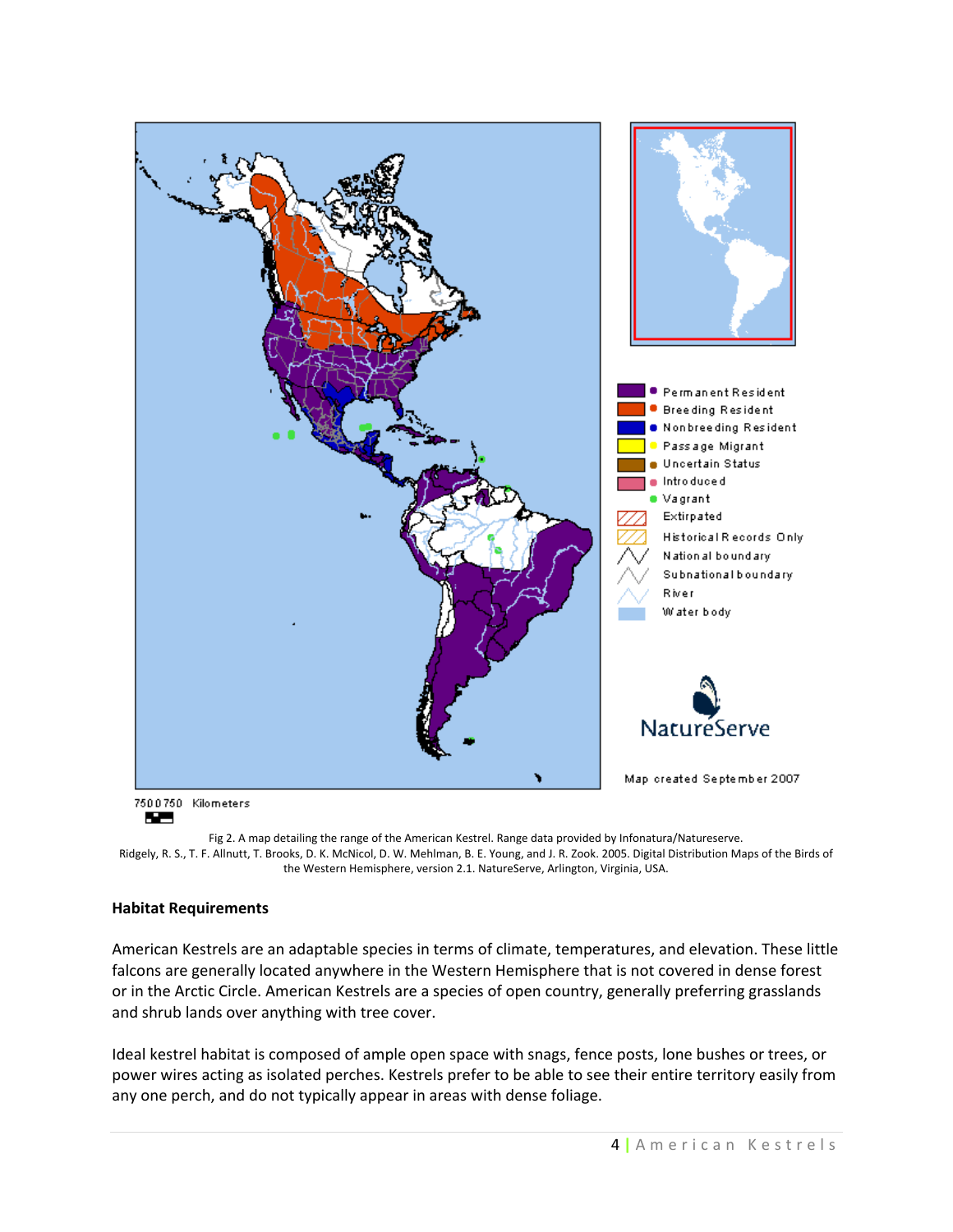Fig 2. A map detailing the range of the American Kestrel. Range data provided by Infonatura/Natureserve. Ridgely, R. S., T. F. Allnutt, T. Brooks, D. K. McNicol, D. W. Mehlman, B. E. Young, and J. R. Zook. 2005. Digital Distribution Maps of the Birds of the Western Hemisphere, version 2.1. NatureServe, Arlington, Virginia, USA.

## Habitat Requirements

American Kestrels are an adaptable species in terms of climate, temperatures, and elevation. These little falcons are generally located anywhere in the Western Hemisphere that is not covered in dense forest or in the Arctic Circle. American Kestrels are a species of open country, generally preferring grasslands and shrub lands over anything with tree cover.

Ideal kestrel habitat is composed of ample open space with snags, fence posts, lone bushes or trees, or power wires acting as isolated perches. Kestrels prefer to be able to see their entire territory easily from any one perch, and do not typically appear in areas with dense foliage.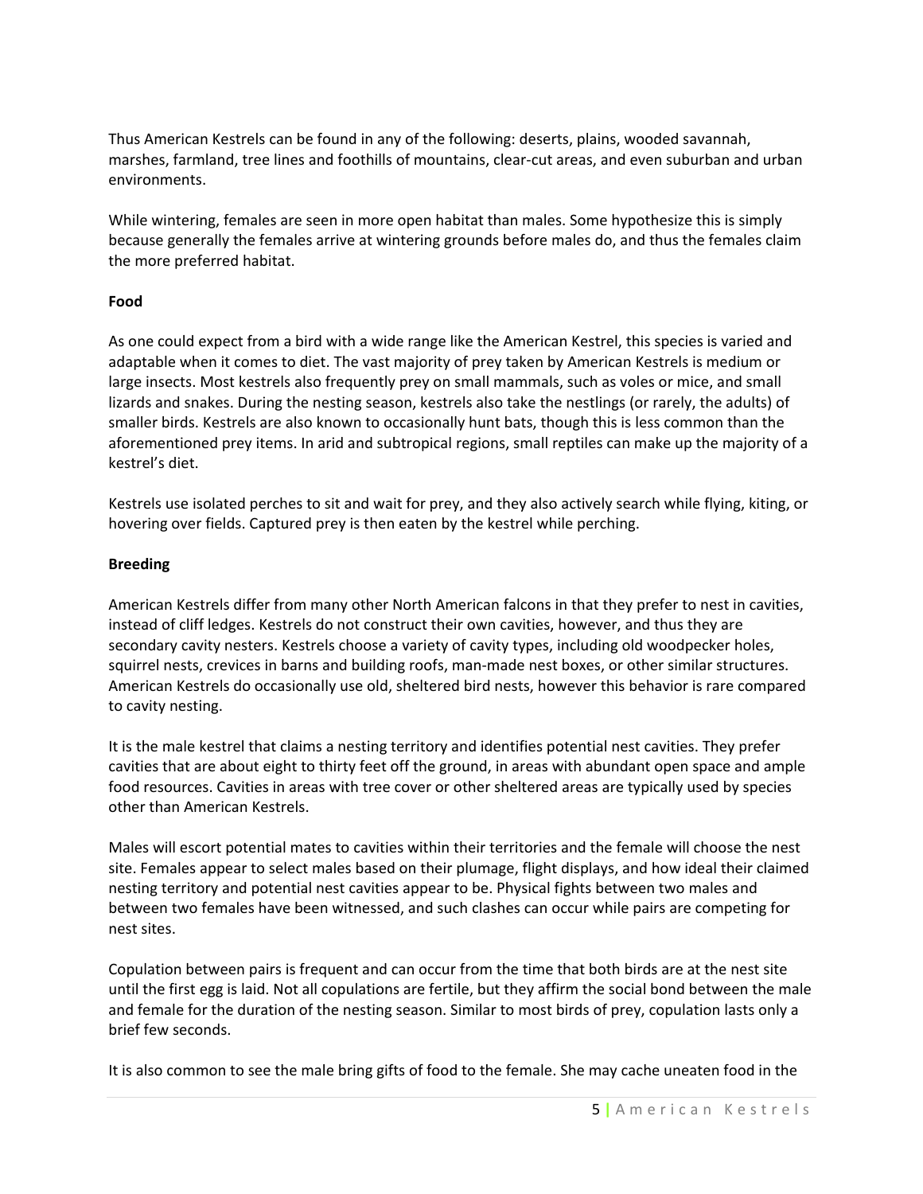Thus American Kestrels can be found in any of the following: deserts, plains, wooded savannah, marshes, farmland, tree lines and foothills of mountains, clear-cut areas, and even suburban and urban environments.

While wintering, females are seen in more open habitat than males. Some hypothesize this is simply because generally the females arrive at wintering grounds before males do, and thus the females claim the more preferred habitat.

**Food**

As one could expect from a bird with a wide range like the American Kestrel, this species is varied and adaptable when it comes to diet. The vast majority of prey taken by American Kestrels is medium or large insects. Most kestrels also frequently prey on small mammals, such as voles or mice, and small lizards and snakes. During the nesting season, kestrels also take the nestlings (or rarely, the adults) of smaller birds. Kestrels are also known to occasionally hunt bats, though this is less common than the aforementioned prey items. In arid and subtropical regions, small reptiles can make up the majority of a kestrel's diet.

Kestrels use isolated perches to sit and wait for prey, and they also actively search while flying, kiting, or hovering over fields. Captured prey is then eaten by the kestrel while perching.

**Breeding**

American Kestrels differ from many other North American falcons in that they prefer to nest in cavities, instead of cliff ledges. Kestrels do not construct their own cavities, however, and thus they are secondary cavity nesters. Kestrels choose a variety of cavity types, including old woodpecker holes, squirrel nests, crevices in barns and building roofs, man-made nest boxes, or other similar structures. American Kestrels do occasionally use old, sheltered bird nests, however this behavior is rare compared to cavity nesting.

It is the male kestrel that claims a nesting territory and identifies potential nest cavities. They prefer cavities that are about eight to thirty feet off the ground, in areas with abundant open space and ample food resources. Cavities in areas with tree cover or other sheltered areas are typically used by species other than American Kestrels.

Males will escort potential mates to cavities within their territories and the female will choose the nest site. Females appear to select males based on their plumage, flight displays, and how ideal their claimed nesting territory and potential nest cavities appear to be. Physical fights between two males and between two females have been witnessed, and such clashes can occur while pairs are competing for nest sites.

Copulation between pairs is frequent and can occur from the time that both birds are at the nest site until the first egg is laid. Not all copulations are fertile, but they affirm the social bond between the male and female for the duration of the nesting season. Similar to most birds of prey, copulation lasts only a brief few seconds.

It is also common to see the male bring gifts of food to the female. She may cache uneaten food in the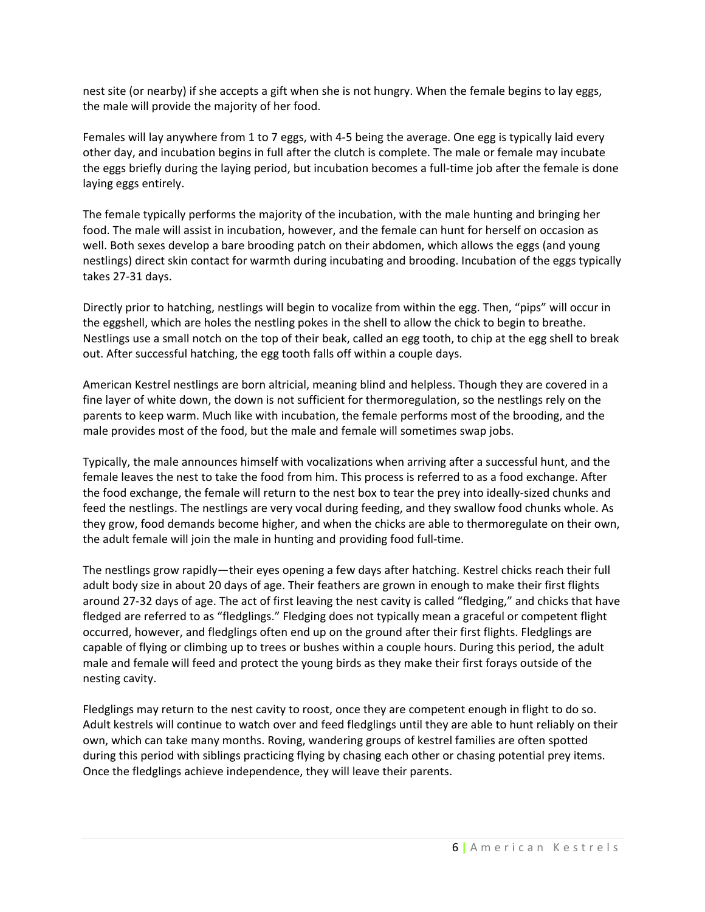nest site (or nearby) if she accepts a gift when she is not hungry. When the female begins to lay eggs, the male will provide the majority of her food.

Females will lay anywhere from 1 to 7 eggs, with 4-5 being the average. One egg is typically laid every other day, and incubation begins in full after the clutch is complete. The male or female may incubate the eggs briefly during the laying period, but incubation becomes a full-time job after the female is done laying eggs entirely.

The female typically performs the majority of the incubation, with the male hunting and bringing her food. The male will assist in incubation, however, and the female can hunt for herself on occasion as well. Both sexes develop a bare brooding patch on their abdomen, which allows the eggs (and young nestlings) direct skin contact for warmth during incubating and brooding. Incubation of the eggs typically takes 27-31 days.

Directly prior to hatching, nestlings will begin to vocalize from within the egg. Then, "pips" will occur in the eggshell, which are holes the nestling pokes in the shell to allow the chick to begin to breathe. Nestlings use a small notch on the top of their beak, called an egg tooth, to chip at the egg shell to break out. After successful hatching, the egg tooth falls off within a couple days.

American Kestrel nestlings are born altricial, meaning blind and helpless. Though they are covered in a fine layer of white down, the down is not sufficient for thermoregulation, so the nestlings rely on the parents to keep warm. Much like with incubation, the female performs most of the brooding, and the male provides most of the food, but the male and female will sometimes swap jobs.

Typically, the male announces himself with vocalizations when arriving after a successful hunt, and the female leaves the nest to take the food from him. This process is referred to as a food exchange. After the food exchange, the female will return to the nest box to tear the prey into ideally-sized chunks and feed the nestlings. The nestlings are very vocal during feeding, and they swallow food chunks whole. As they grow, food demands become higher, and when the chicks are able to thermoregulate on their own, the adult female will join the male in hunting and providing food full-time.

The nestlings grow rapidly—their eyes opening a few days after hatching. Kestrel chicks reach their full adult body size in about 20 days of age. Their feathers are grown in enough to make their first flights around 27-32 days of age. The act of first leaving the nest cavity is called "fledging," and chicks that have fledged are referred to as "fledglings." Fledging does not typically mean a graceful or competent flight occurred, however, and fledglings often end up on the ground after their first flights. Fledglings are capable of flying or climbing up to trees or bushes within a couple hours. During this period, the adult male and female will feed and protect the young birds as they make their first forays outside of the nesting cavity.

Fledglings may return to the nest cavity to roost, once they are competent enough in flight to do so. Adult kestrels will continue to watch over and feed fledglings until they are able to hunt reliably on their own, which can take many months. Roving, wandering groups of kestrel families are often spotted during this period with siblings practicing flying by chasing each other or chasing potential prey items. Once the fledglings achieve independence, they will leave their parents.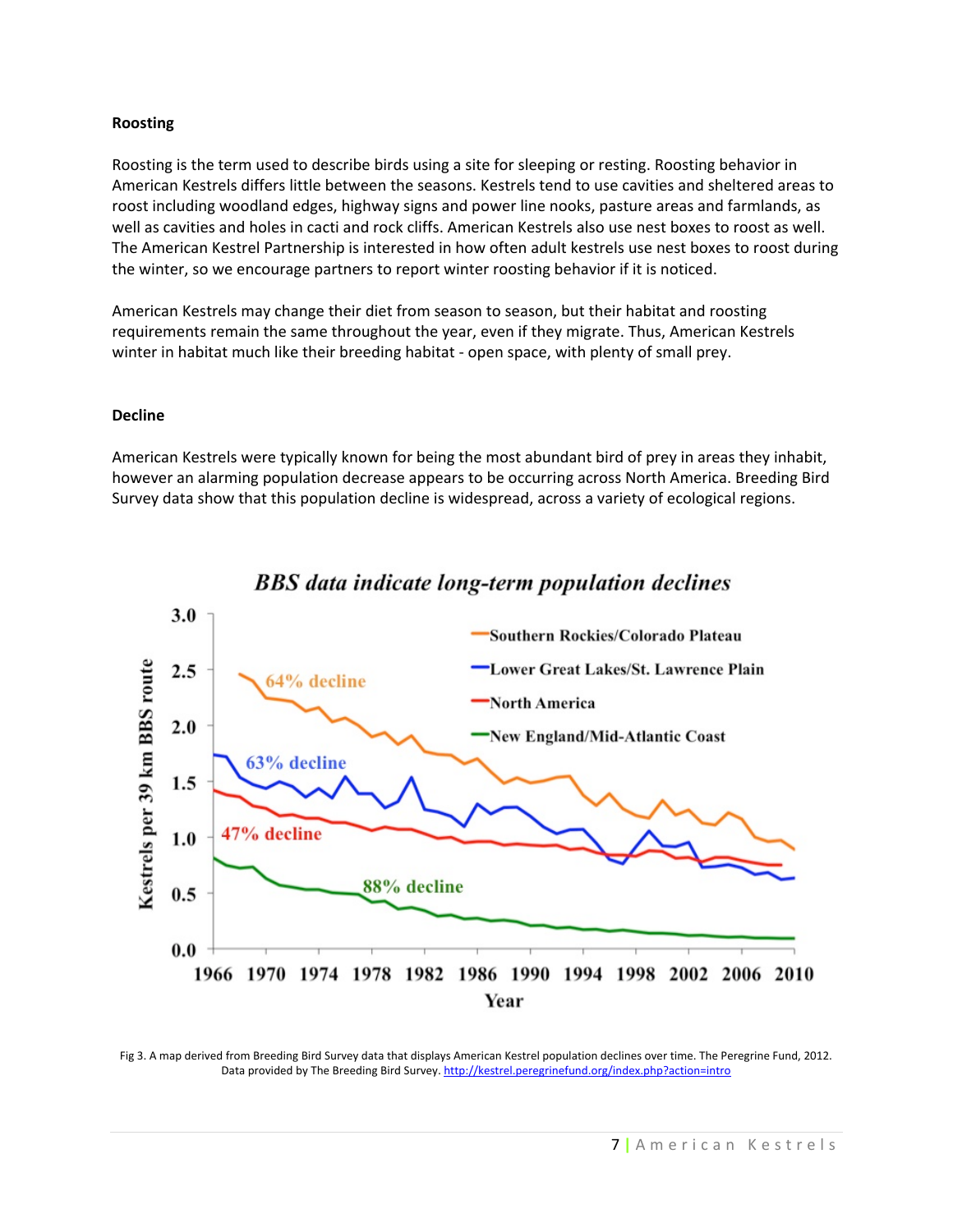**Roosting**

Roosting is the term used to describe birds using a site for sleeping or resting. Roosting behavior in American Kestrels differs little between the seasons. Kestrels tend to use cavities and sheltered areas to roost including woodland edges, highway signs and power line nooks, pasture areas and farmlands, as well as cavities and holes in cacti and rock cliffs. American Kestrels also use nest boxes to roost as well. The American Kestrel Partnership is interested in how often adult kestrels use nest boxes to roost during the winter, so we encourage partners to report winter roosting behavior if it is noticed.

American Kestrels may change their diet from season to season, but their habitat and roosting requirements remain the same throughout the year, even if they migrate. Thus, American Kestrels winter in habitat much like their breeding habitat - open space, with plenty of small prey.

**Decline**

American Kestrels were typically known for being the most abundant bird of prey in areas they inhabit, however an alarming population decrease appears to be occurring across North America. Breeding Bird Survey data show that this population decline is widespread, across a variety of ecological regions.

Fig 3. A map derived from Breeding Bird Survey data that displays American Kestrel population declines over time. The Peregrine Fund, 2012. Data provided by The Breeding Bird Survey. http://kestrel.peregrinefund.org/index.php?action=intro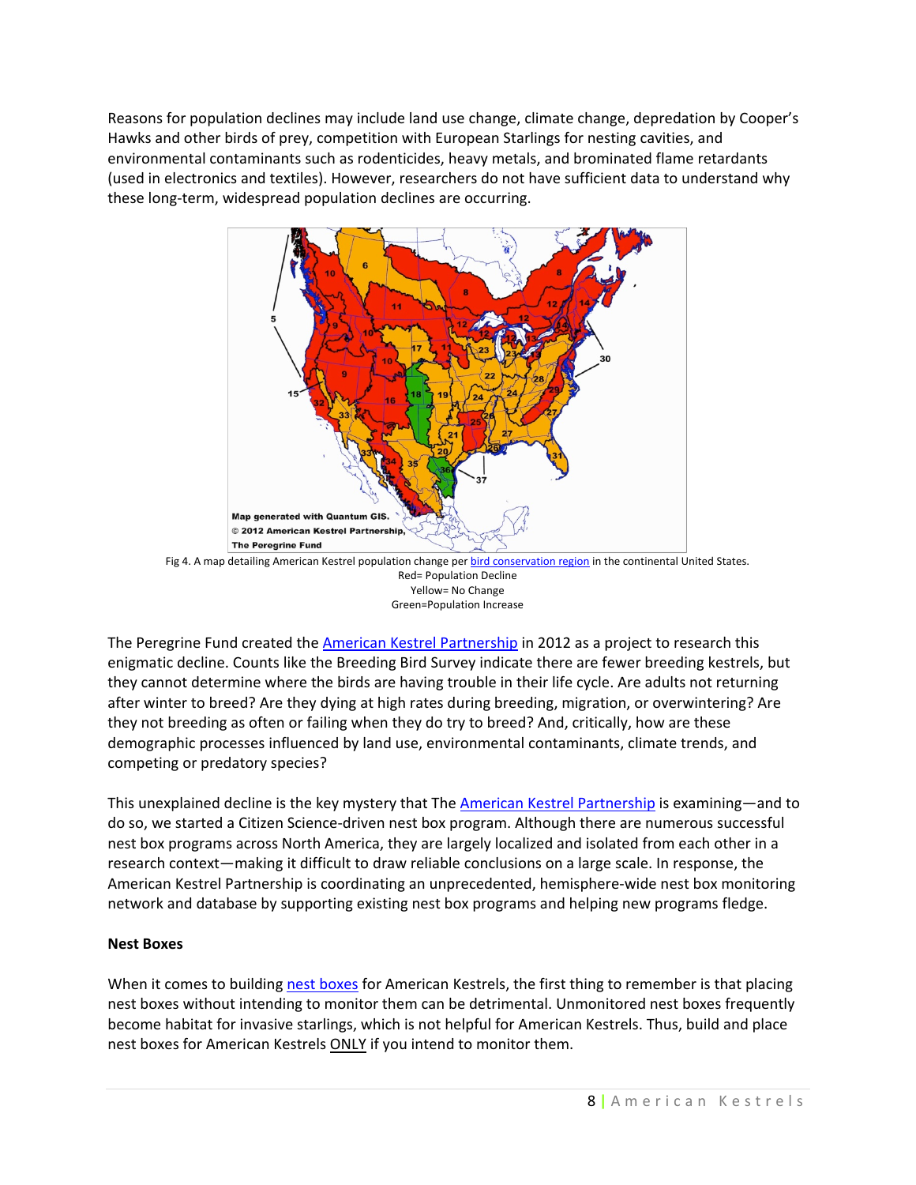Reasons for population declines may include land use change, climate change, depredation by Cooper's Hawks and other birds of prey, competition with European Starlings for nesting cavities, and environmental contaminants such as rodenticides, heavy metals, and brominated flame retardants (used in electronics and textiles). However, researchers do not have sufficient data to understand why these long-term, widespread population declines are occurring.

Fig 4. A map detailing American Kestrel population change per bird conservation region in the continental United States.
Red= Population Decline
Yellow= No Change
Green=Population Increase

The Peregrine Fund created the American Kestrel Partnership in 2012 as a project to research this enigmatic decline. Counts like the Breeding Bird Survey indicate there are fewer breeding kestrels, but they cannot determine where the birds are having trouble in their life cycle. Are adults not returning after winter to breed? Are they dying at high rates during breeding, migration, or overwintering? Are they not breeding as often or failing when they do try to breed? And, critically, how are these demographic processes influenced by land use, environmental contaminants, climate trends, and competing or predatory species?

This unexplained decline is the key mystery that The American Kestrel Partnership is examining—and to do so, we started a Citizen Science-driven nest box program. Although there are numerous successful nest box programs across North America, they are largely localized and isolated from each other in a research context—making it difficult to draw reliable conclusions on a large scale. In response, the American Kestrel Partnership is coordinating an unprecedented, hemisphere-wide nest box monitoring network and database by supporting existing nest box programs and helping new programs fledge.

**Nest Boxes**

When it comes to building nest boxes for American Kestrels, the first thing to remember is that placing nest boxes without intending to monitor them can be detrimental. Unmonitored nest boxes frequently become habitat for invasive starlings, which is not helpful for American Kestrels. Thus, build and place nest boxes for American Kestrels ONLY if you intend to monitor them.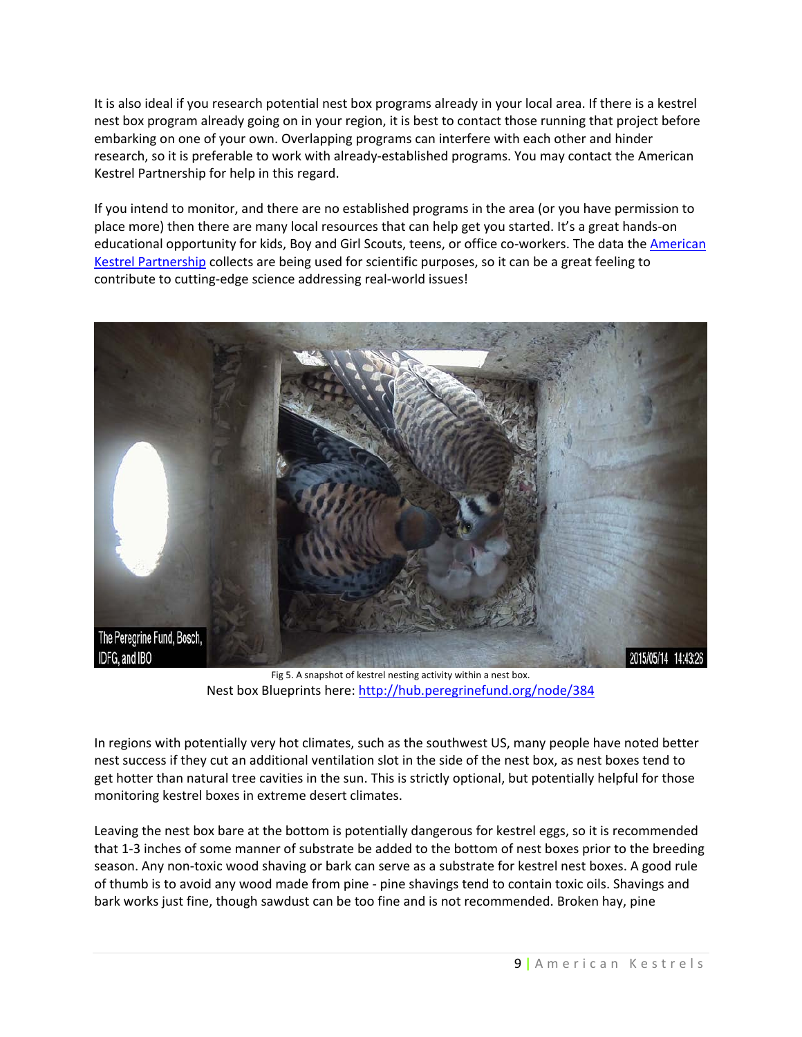It is also ideal if you research potential nest box programs already in your local area. If there is a kestrel nest box program already going on in your region, it is best to contact those running that project before embarking on one of your own. Overlapping programs can interfere with each other and hinder research, so it is preferable to work with already-established programs. You may contact the American Kestrel Partnership for help in this regard.

If you intend to monitor, and there are no established programs in the area (or you have permission to place more) then there are many local resources that can help get you started. It's a great hands-on educational opportunity for kids, Boy and Girl Scouts, teens, or office co-workers. The data the [American Kestrel Partnership]() collects are being used for scientific purposes, so it can be a great feeling to contribute to cutting-edge science addressing real-world issues!

Fig 5. A snapshot of kestrel nesting activity within a nest box.

Nest box Blueprints here: [http://hub.peregrinefund.org/node/384](http://hub.peregrinefund.org/node/384)

In regions with potentially very hot climates, such as the southwest US, many people have noted better nest success if they cut an additional ventilation slot in the side of the nest box, as nest boxes tend to get hotter than natural tree cavities in the sun. This is strictly optional, but potentially helpful for those monitoring kestrel boxes in extreme desert climates.

Leaving the nest box bare at the bottom is potentially dangerous for kestrel eggs, so it is recommended that 1-3 inches of some manner of substrate be added to the bottom of nest boxes prior to the breeding season. Any non-toxic wood shaving or bark can serve as a substrate for kestrel nest boxes. A good rule of thumb is to avoid any wood made from pine - pine shavings tend to contain toxic oils. Shavings and bark works just fine, though sawdust can be too fine and is not recommended. Broken hay, pine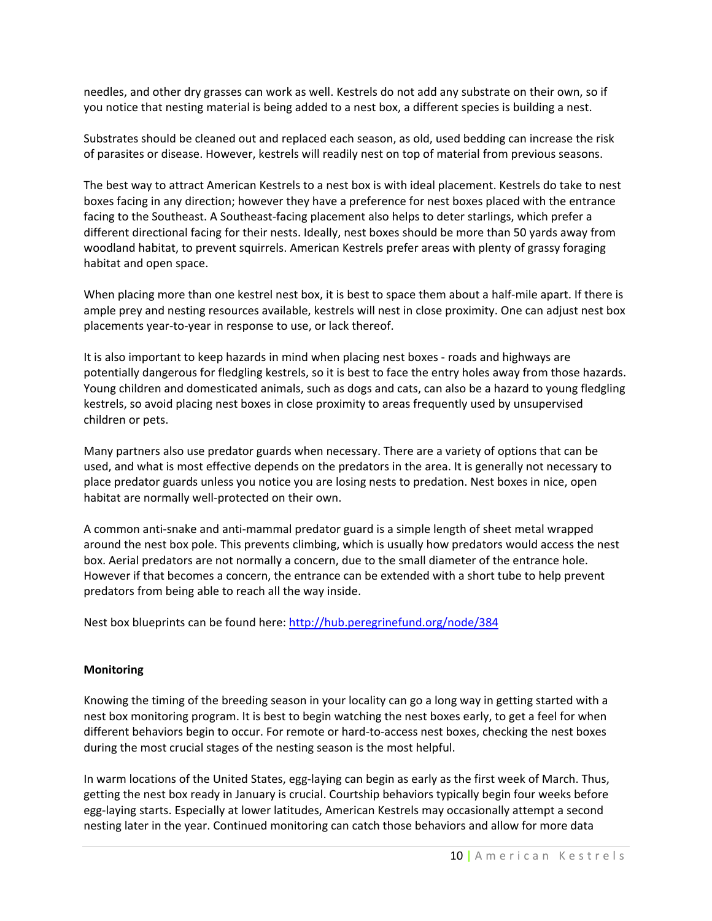needles, and other dry grasses can work as well. Kestrels do not add any substrate on their own, so if you notice that nesting material is being added to a nest box, a different species is building a nest.

Substrates should be cleaned out and replaced each season, as old, used bedding can increase the risk of parasites or disease. However, kestrels will readily nest on top of material from previous seasons.

The best way to attract American Kestrels to a nest box is with ideal placement. Kestrels do take to nest boxes facing in any direction; however they have a preference for nest boxes placed with the entrance facing to the Southeast. A Southeast-facing placement also helps to deter starlings, which prefer a different directional facing for their nests. Ideally, nest boxes should be more than 50 yards away from woodland habitat, to prevent squirrels. American Kestrels prefer areas with plenty of grassy foraging habitat and open space.

When placing more than one kestrel nest box, it is best to space them about a half-mile apart. If there is ample prey and nesting resources available, kestrels will nest in close proximity. One can adjust nest box placements year-to-year in response to use, or lack thereof.

It is also important to keep hazards in mind when placing nest boxes - roads and highways are potentially dangerous for fledgling kestrels, so it is best to face the entry holes away from those hazards. Young children and domesticated animals, such as dogs and cats, can also be a hazard to young fledgling kestrels, so avoid placing nest boxes in close proximity to areas frequently used by unsupervised children or pets.

Many partners also use predator guards when necessary. There are a variety of options that can be used, and what is most effective depends on the predators in the area. It is generally not necessary to place predator guards unless you notice you are losing nests to predation. Nest boxes in nice, open habitat are normally well-protected on their own.

A common anti-snake and anti-mammal predator guard is a simple length of sheet metal wrapped around the nest box pole. This prevents climbing, which is usually how predators would access the nest box. Aerial predators are not normally a concern, due to the small diameter of the entrance hole. However if that becomes a concern, the entrance can be extended with a short tube to help prevent predators from being able to reach all the way inside.

Nest box blueprints can be found here: http://hub.peregrinefund.org/node/384

**Monitoring**

Knowing the timing of the breeding season in your locality can go a long way in getting started with a nest box monitoring program. It is best to begin watching the nest boxes early, to get a feel for when different behaviors begin to occur. For remote or hard-to-access nest boxes, checking the nest boxes during the most crucial stages of the nesting season is the most helpful.

In warm locations of the United States, egg-laying can begin as early as the first week of March. Thus, getting the nest box ready in January is crucial. Courtship behaviors typically begin four weeks before egg-laying starts. Especially at lower latitudes, American Kestrels may occasionally attempt a second nesting later in the year. Continued monitoring can catch those behaviors and allow for more data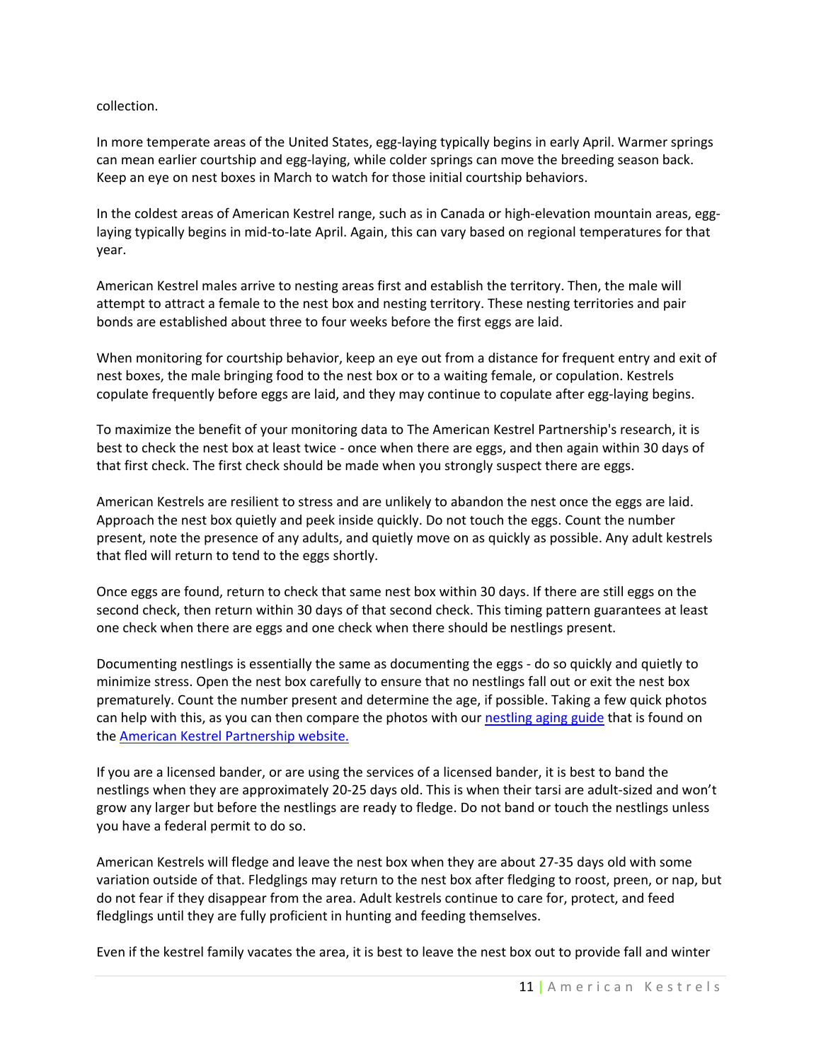collection.

In more temperate areas of the United States, egg-laying typically begins in early April. Warmer springs can mean earlier courtship and egg-laying, while colder springs can move the breeding season back. Keep an eye on nest boxes in March to watch for those initial courtship behaviors.

In the coldest areas of American Kestrel range, such as in Canada or high-elevation mountain areas, egg-laying typically begins in mid-to-late April. Again, this can vary based on regional temperatures for that year.

American Kestrel males arrive to nesting areas first and establish the territory. Then, the male will attempt to attract a female to the nest box and nesting territory. These nesting territories and pair bonds are established about three to four weeks before the first eggs are laid.

When monitoring for courtship behavior, keep an eye out from a distance for frequent entry and exit of nest boxes, the male bringing food to the nest box or to a waiting female, or copulation. Kestrels copulate frequently before eggs are laid, and they may continue to copulate after egg-laying begins.

To maximize the benefit of your monitoring data to The American Kestrel Partnership's research, it is best to check the nest box at least twice - once when there are eggs, and then again within 30 days of that first check. The first check should be made when you strongly suspect there are eggs.

American Kestrels are resilient to stress and are unlikely to abandon the nest once the eggs are laid. Approach the nest box quietly and peek inside quickly. Do not touch the eggs. Count the number present, note the presence of any adults, and quietly move on as quickly as possible. Any adult kestrels that fled will return to tend to the eggs shortly.

Once eggs are found, return to check that same nest box within 30 days. If there are still eggs on the second check, then return within 30 days of that second check. This timing pattern guarantees at least one check when there are eggs and one check when there should be nestlings present.

Documenting nestlings is essentially the same as documenting the eggs - do so quickly and quietly to minimize stress. Open the nest box carefully to ensure that no nestlings fall out or exit the nest box prematurely. Count the number present and determine the age, if possible. Taking a few quick photos can help with this, as you can then compare the photos with our [nestling aging guide]() that is found on the [American Kestrel Partnership website.]()

If you are a licensed bander, or are using the services of a licensed bander, it is best to band the nestlings when they are approximately 20-25 days old. This is when their tarsi are adult-sized and won't grow any larger but before the nestlings are ready to fledge. Do not band or touch the nestlings unless you have a federal permit to do so.

American Kestrels will fledge and leave the nest box when they are about 27-35 days old with some variation outside of that. Fledglings may return to the nest box after fledging to roost, preen, or nap, but do not fear if they disappear from the area. Adult kestrels continue to care for, protect, and feed fledglings until they are fully proficient in hunting and feeding themselves.

Even if the kestrel family vacates the area, it is best to leave the nest box out to provide fall and winter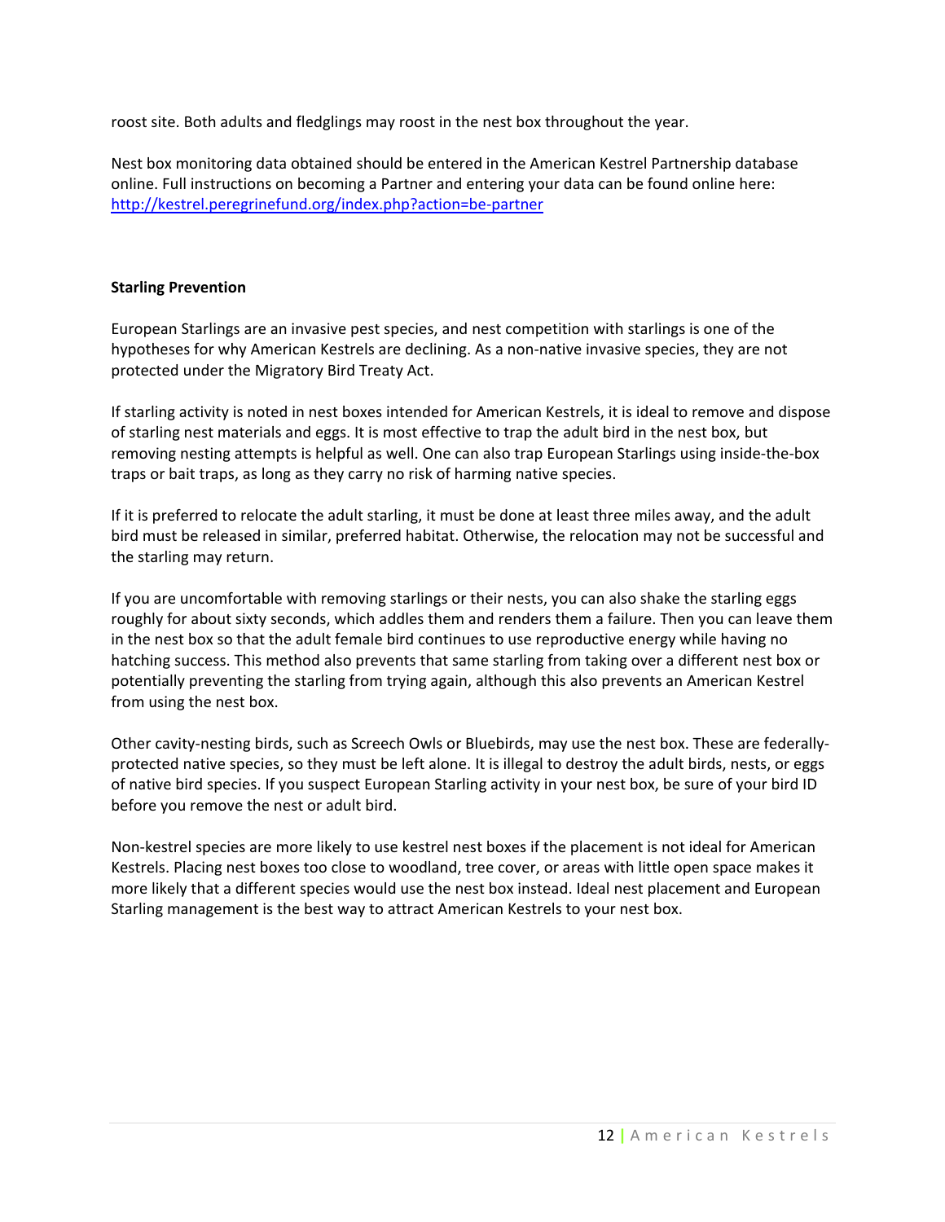roost site. Both adults and fledglings may roost in the nest box throughout the year.

Nest box monitoring data obtained should be entered in the American Kestrel Partnership database online. Full instructions on becoming a Partner and entering your data can be found online here: [http://kestrel.peregrinefund.org/index.php?action=be-partner](http://kestrel.peregrinefund.org/index.php?action=be-partner)

**Starling Prevention**

European Starlings are an invasive pest species, and nest competition with starlings is one of the hypotheses for why American Kestrels are declining. As a non-native invasive species, they are not protected under the Migratory Bird Treaty Act.

If starling activity is noted in nest boxes intended for American Kestrels, it is ideal to remove and dispose of starling nest materials and eggs. It is most effective to trap the adult bird in the nest box, but removing nesting attempts is helpful as well. One can also trap European Starlings using inside-the-box traps or bait traps, as long as they carry no risk of harming native species.

If it is preferred to relocate the adult starling, it must be done at least three miles away, and the adult bird must be released in similar, preferred habitat. Otherwise, the relocation may not be successful and the starling may return.

If you are uncomfortable with removing starlings or their nests, you can also shake the starling eggs roughly for about sixty seconds, which addles them and renders them a failure. Then you can leave them in the nest box so that the adult female bird continues to use reproductive energy while having no hatching success. This method also prevents that same starling from taking over a different nest box or potentially preventing the starling from trying again, although this also prevents an American Kestrel from using the nest box.

Other cavity-nesting birds, such as Screech Owls or Bluebirds, may use the nest box. These are federally-protected native species, so they must be left alone. It is illegal to destroy the adult birds, nests, or eggs of native bird species. If you suspect European Starling activity in your nest box, be sure of your bird ID before you remove the nest or adult bird.

Non-kestrel species are more likely to use kestrel nest boxes if the placement is not ideal for American Kestrels. Placing nest boxes too close to woodland, tree cover, or areas with little open space makes it more likely that a different species would use the nest box instead. Ideal nest placement and European Starling management is the best way to attract American Kestrels to your nest box.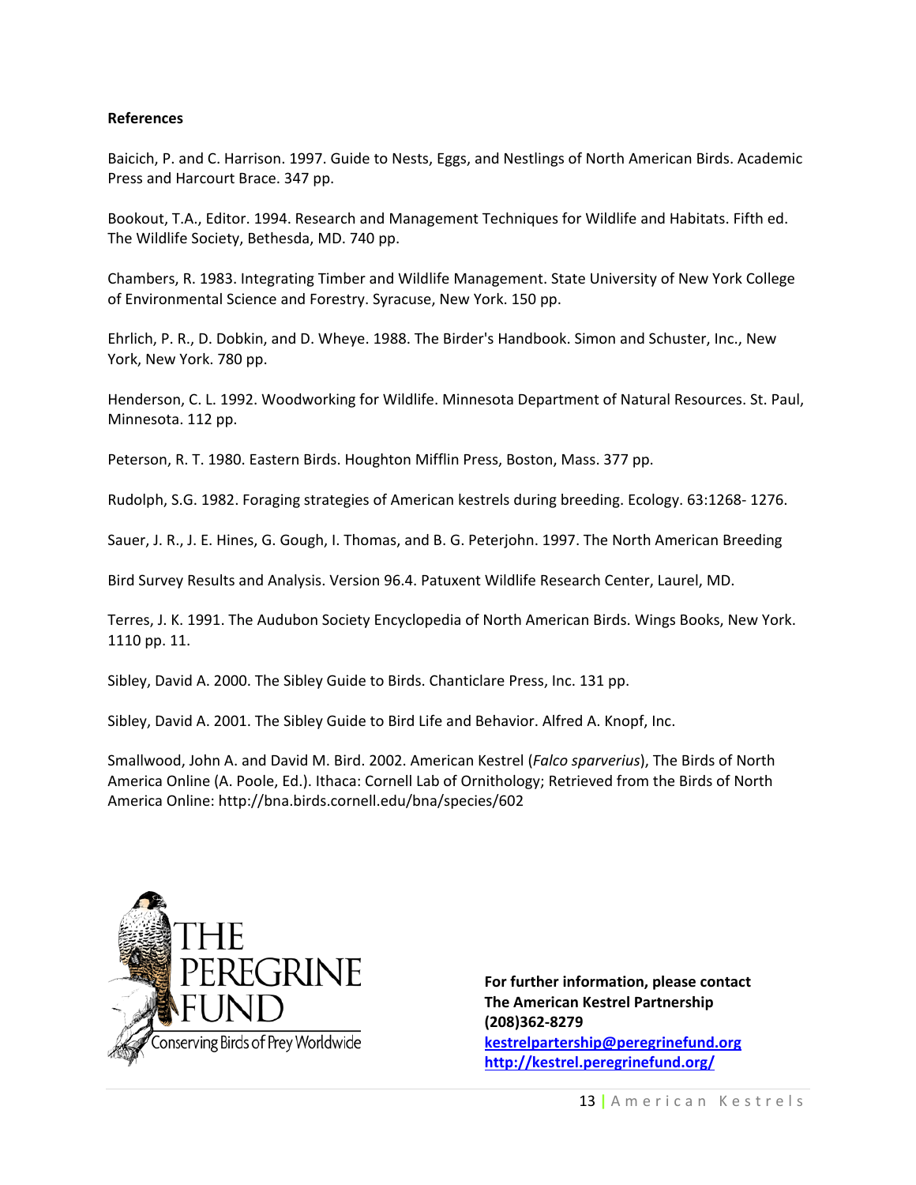**References**

Baicich, P. and C. Harrison. 1997. Guide to Nests, Eggs, and Nestlings of North American Birds. Academic Press and Harcourt Brace. 347 pp.

Bookout, T.A., Editor. 1994. Research and Management Techniques for Wildlife and Habitats. Fifth ed. The Wildlife Society, Bethesda, MD. 740 pp.

Chambers, R. 1983. Integrating Timber and Wildlife Management. State University of New York College of Environmental Science and Forestry. Syracuse, New York. 150 pp.

Ehrlich, P. R., D. Dobkin, and D. Wheye. 1988. The Birder's Handbook. Simon and Schuster, Inc., New York, New York. 780 pp.

Henderson, C. L. 1992. Woodworking for Wildlife. Minnesota Department of Natural Resources. St. Paul, Minnesota. 112 pp.

Peterson, R. T. 1980. Eastern Birds. Houghton Mifflin Press, Boston, Mass. 377 pp.

Rudolph, S.G. 1982. Foraging strategies of American kestrels during breeding. Ecology. 63:1268- 1276.

Sauer, J. R., J. E. Hines, G. Gough, I. Thomas, and B. G. Peterjohn. 1997. The North American Breeding

Bird Survey Results and Analysis. Version 96.4. Patuxent Wildlife Research Center, Laurel, MD.

Terres, J. K. 1991. The Audubon Society Encyclopedia of North American Birds. Wings Books, New York. 1110 pp. 11.

Sibley, David A. 2000. The Sibley Guide to Birds. Chanticlare Press, Inc. 131 pp.

Sibley, David A. 2001. The Sibley Guide to Bird Life and Behavior. Alfred A. Knopf, Inc.

Smallwood, John A. and David M. Bird. 2002. American Kestrel (*Falco sparverius*), The Birds of North America Online (A. Poole, Ed.). Ithaca: Cornell Lab of Ornithology; Retrieved from the Birds of North America Online: http://bna.birds.cornell.edu/bna/species/602

THE PEREGRINE FUND
Conserving Birds of Prey Worldwide

**For further information, please contact**
**The American Kestrel Partnership**
**(208)362-8279**
**kestrelpartership@peregrinefund.org**
**http://kestrel.peregrinefund.org/**